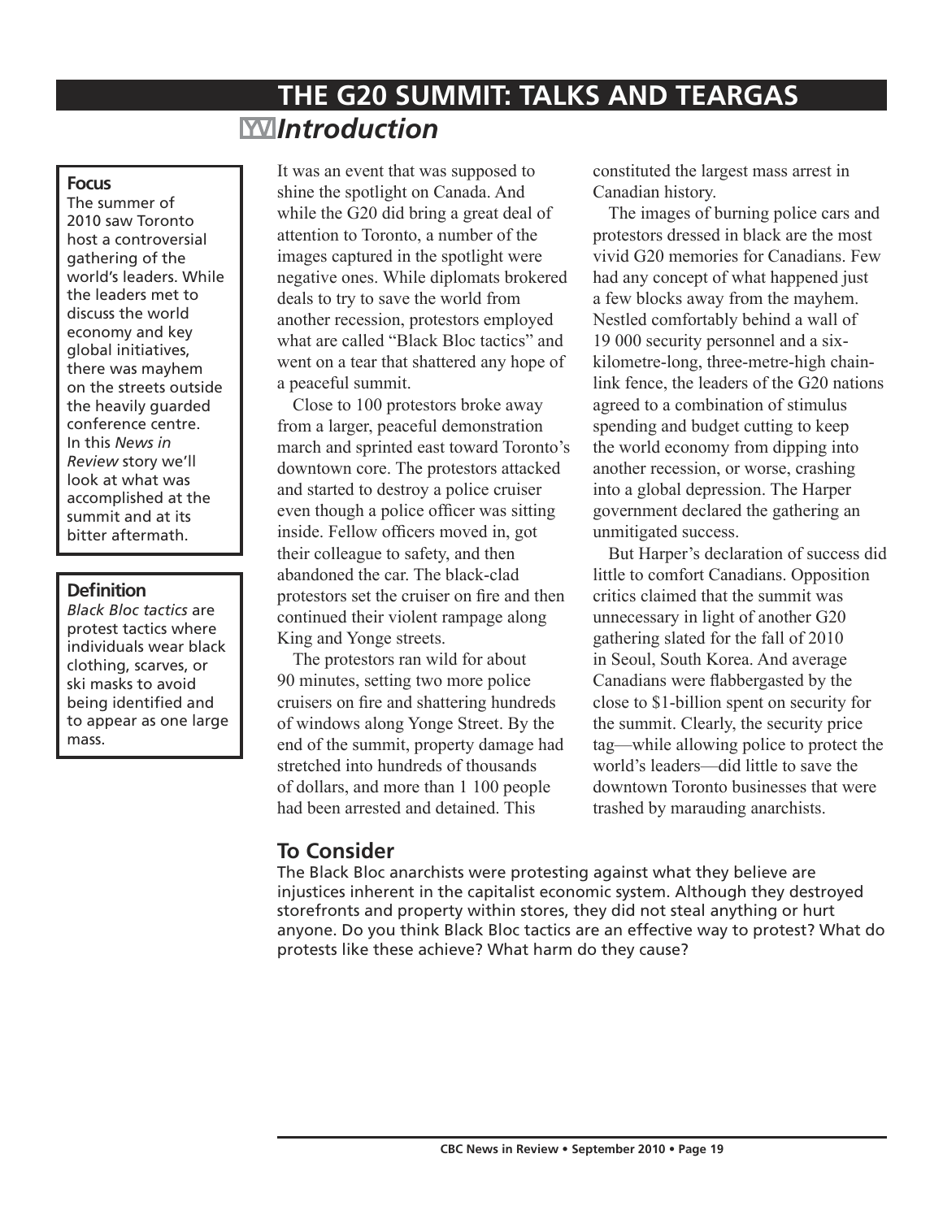# THE G20 SUMMIT: TALKS AND TEARGAS

## Introduction

### Focus

The summer of 2010 saw Toronto host a controversial gathering of the world's leaders. While the leaders met to discuss the world economy and key global initiatives, there was mayhem on the streets outside the heavily guarded conference centre. In this *News in Review* story we'll look at what was accomplished at the summit and at its bitter aftermath.

### Definition

*Black Bloc tactics* are protest tactics where individuals wear black clothing, scarves, or ski masks to avoid being identified and to appear as one large mass.

It was an event that was supposed to shine the spotlight on Canada. And while the G20 did bring a great deal of attention to Toronto, a number of the images captured in the spotlight were negative ones. While diplomats brokered deals to try to save the world from another recession, protestors employed what are called "Black Bloc tactics" and went on a tear that shattered any hope of a peaceful summit.

Close to 100 protestors broke away from a larger, peaceful demonstration march and sprinted east toward Toronto's downtown core. The protestors attacked and started to destroy a police cruiser even though a police officer was sitting inside. Fellow officers moved in, got their colleague to safety, and then abandoned the car. The black-clad protestors set the cruiser on fire and then continued their violent rampage along King and Yonge streets.

The protestors ran wild for about 90 minutes, setting two more police cruisers on fire and shattering hundreds of windows along Yonge Street. By the end of the summit, property damage had stretched into hundreds of thousands of dollars, and more than 1 100 people had been arrested and detained. This constituted the largest mass arrest in Canadian history.

The images of burning police cars and protestors dressed in black are the most vivid G20 memories for Canadians. Few had any concept of what happened just a few blocks away from the mayhem. Nestled comfortably behind a wall of 19 000 security personnel and a six-kilometre-long, three-metre-high chain-link fence, the leaders of the G20 nations agreed to a combination of stimulus spending and budget cutting to keep the world economy from dipping into another recession, or worse, crashing into a global depression. The Harper government declared the gathering an unmitigated success.

But Harper's declaration of success did little to comfort Canadians. Opposition critics claimed that the summit was unnecessary in light of another G20 gathering slated for the fall of 2010 in Seoul, South Korea. And average Canadians were flabbergasted by the close to $1-billion spent on security for the summit. Clearly, the security price tag—while allowing police to protect the world's leaders—did little to save the downtown Toronto businesses that were trashed by marauding anarchists.

### To Consider

The Black Bloc anarchists were protesting against what they believe are injustices inherent in the capitalist economic system. Although they destroyed storefronts and property within stores, they did not steal anything or hurt anyone. Do you think Black Bloc tactics are an effective way to protest? What do protests like these achieve? What harm do they cause?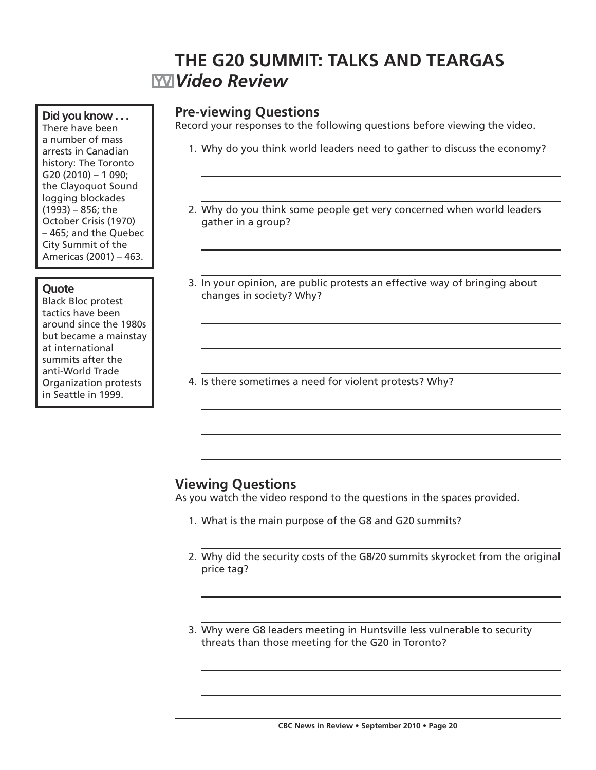# THE G20 SUMMIT: TALKS AND TEARGAS

## *Video Review*

**Did you know . . .**
There have been a number of mass arrests in Canadian history: The Toronto G20 (2010) – 1 090; the Clayoquot Sound logging blockades (1993) – 856; the October Crisis (1970) – 465; and the Quebec City Summit of the Americas (2001) – 463.

**Quote**
Black Bloc protest tactics have been around since the 1980s but became a mainstay at international summits after the anti-World Trade Organization protests in Seattle in 1999.

### Pre-viewing Questions

Record your responses to the following questions before viewing the video.

1. Why do you think world leaders need to gather to discuss the economy?

2. Why do you think some people get very concerned when world leaders gather in a group?

3. In your opinion, are public protests an effective way of bringing about changes in society? Why?

4. Is there sometimes a need for violent protests? Why?

### Viewing Questions

As you watch the video respond to the questions in the spaces provided.

1. What is the main purpose of the G8 and G20 summits?

2. Why did the security costs of the G8/20 summits skyrocket from the original price tag?

3. Why were G8 leaders meeting in Huntsville less vulnerable to security threats than those meeting for the G20 in Toronto?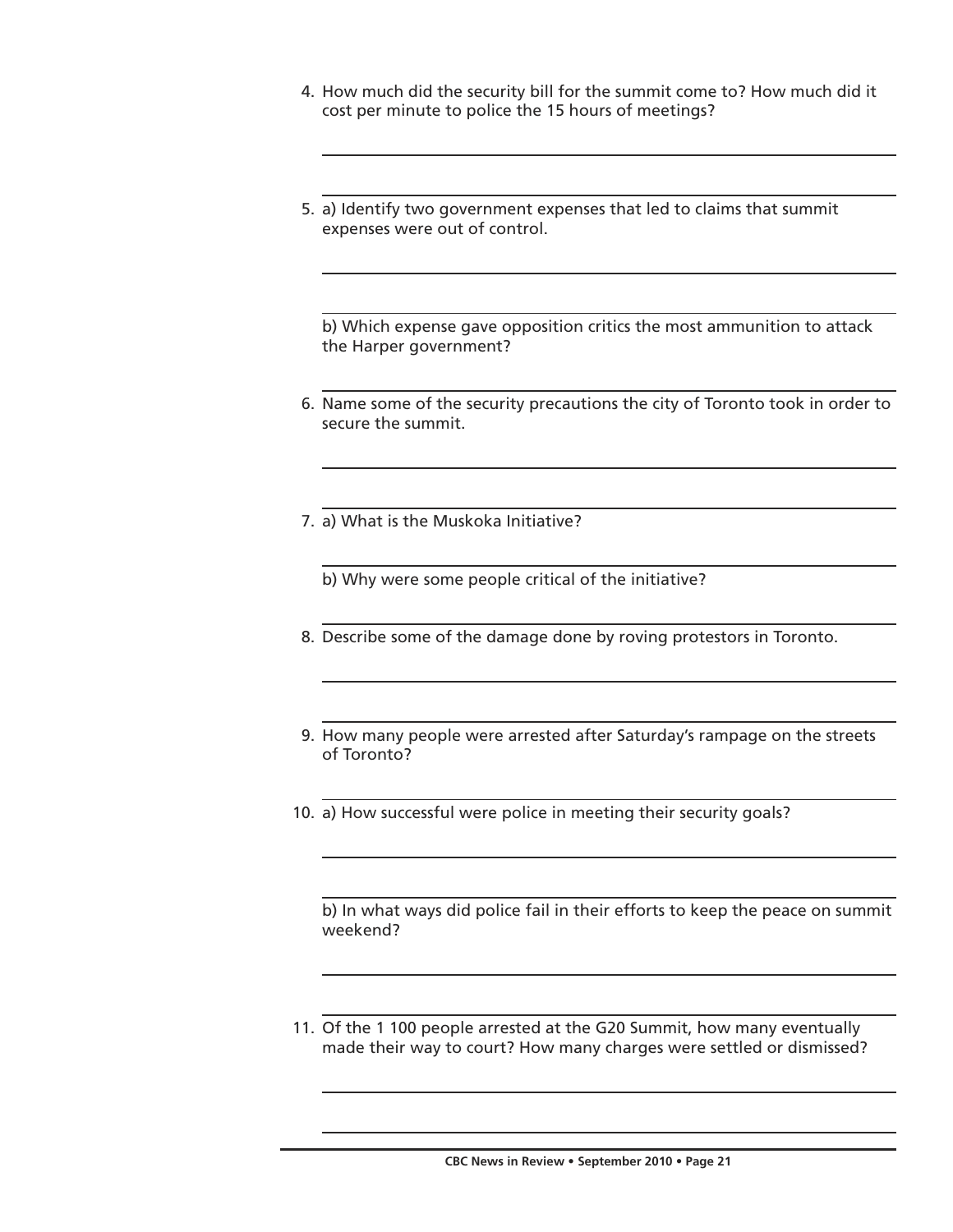4. How much did the security bill for the summit come to? How much did it cost per minute to police the 15 hours of meetings?

5. a) Identify two government expenses that led to claims that summit expenses were out of control.

   b) Which expense gave opposition critics the most ammunition to attack the Harper government?

6. Name some of the security precautions the city of Toronto took in order to secure the summit.

7. a) What is the Muskoka Initiative?

   b) Why were some people critical of the initiative?

8. Describe some of the damage done by roving protestors in Toronto.

9. How many people were arrested after Saturday's rampage on the streets of Toronto?

10. a) How successful were police in meeting their security goals?

    b) In what ways did police fail in their efforts to keep the peace on summit weekend?

11. Of the 1 100 people arrested at the G20 Summit, how many eventually made their way to court? How many charges were settled or dismissed?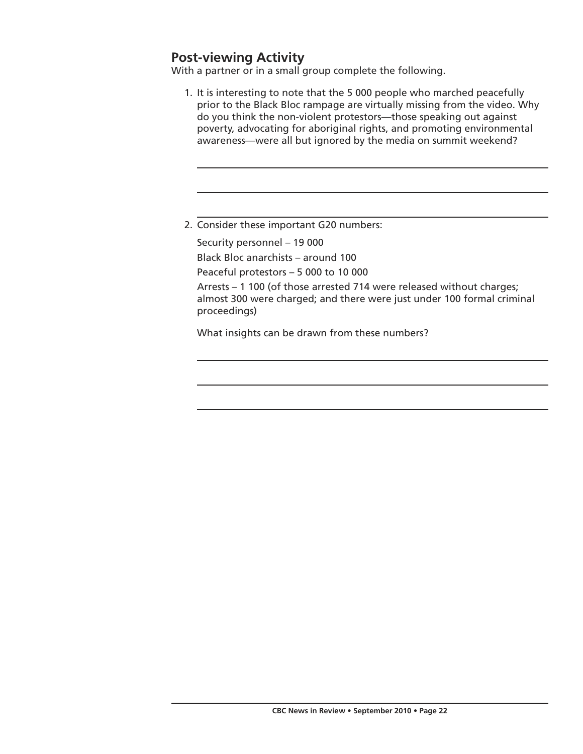## Post-viewing Activity

With a partner or in a small group complete the following.

1. It is interesting to note that the 5 000 people who marched peacefully prior to the Black Bloc rampage are virtually missing from the video. Why do you think the non-violent protestors—those speaking out against poverty, advocating for aboriginal rights, and promoting environmental awareness—were all but ignored by the media on summit weekend?

2. Consider these important G20 numbers:

   Security personnel – 19 000

   Black Bloc anarchists – around 100

   Peaceful protestors – 5 000 to 10 000

   Arrests – 1 100 (of those arrested 714 were released without charges; almost 300 were charged; and there were just under 100 formal criminal proceedings)

   What insights can be drawn from these numbers?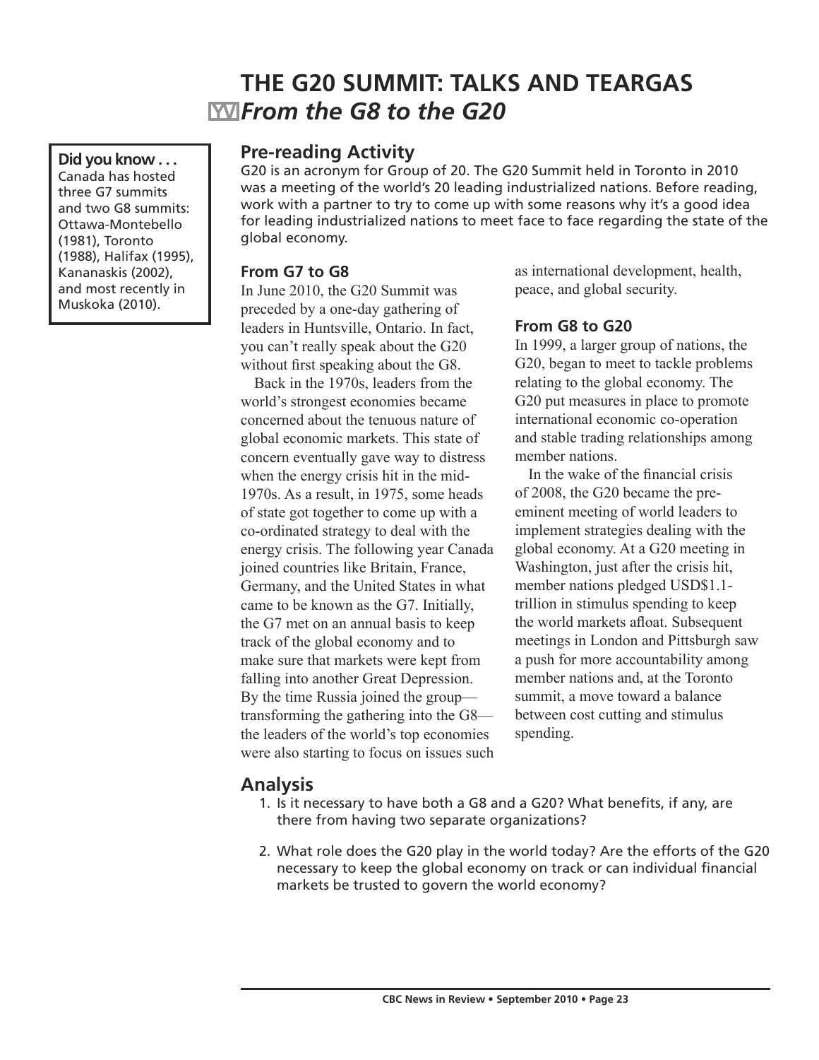# THE G20 SUMMIT: TALKS AND TEARGAS

## *From the G8 to the G20*

**Did you know . . .**
Canada has hosted three G7 summits and two G8 summits: Ottawa-Montebello (1981), Toronto (1988), Halifax (1995), Kananaskis (2002), and most recently in Muskoka (2010).

## Pre-reading Activity

G20 is an acronym for Group of 20. The G20 Summit held in Toronto in 2010 was a meeting of the world's 20 leading industrialized nations. Before reading, work with a partner to try to come up with some reasons why it's a good idea for leading industrialized nations to meet face to face regarding the state of the global economy.

### From G7 to G8

In June 2010, the G20 Summit was preceded by a one-day gathering of leaders in Huntsville, Ontario. In fact, you can't really speak about the G20 without first speaking about the G8.

Back in the 1970s, leaders from the world's strongest economies became concerned about the tenuous nature of global economic markets. This state of concern eventually gave way to distress when the energy crisis hit in the mid-1970s. As a result, in 1975, some heads of state got together to come up with a co-ordinated strategy to deal with the energy crisis. The following year Canada joined countries like Britain, France, Germany, and the United States in what came to be known as the G7. Initially, the G7 met on an annual basis to keep track of the global economy and to make sure that markets were kept from falling into another Great Depression. By the time Russia joined the group—transforming the gathering into the G8—the leaders of the world's top economies were also starting to focus on issues such as international development, health, peace, and global security.

### From G8 to G20

In 1999, a larger group of nations, the G20, began to meet to tackle problems relating to the global economy. The G20 put measures in place to promote international economic co-operation and stable trading relationships among member nations.

In the wake of the financial crisis of 2008, the G20 became the pre-eminent meeting of world leaders to implement strategies dealing with the global economy. At a G20 meeting in Washington, just after the crisis hit, member nations pledged USD$1.1-trillion in stimulus spending to keep the world markets afloat. Subsequent meetings in London and Pittsburgh saw a push for more accountability among member nations and, at the Toronto summit, a move toward a balance between cost cutting and stimulus spending.

## Analysis

1. Is it necessary to have both a G8 and a G20? What benefits, if any, are there from having two separate organizations?

2. What role does the G20 play in the world today? Are the efforts of the G20 necessary to keep the global economy on track or can individual financial markets be trusted to govern the world economy?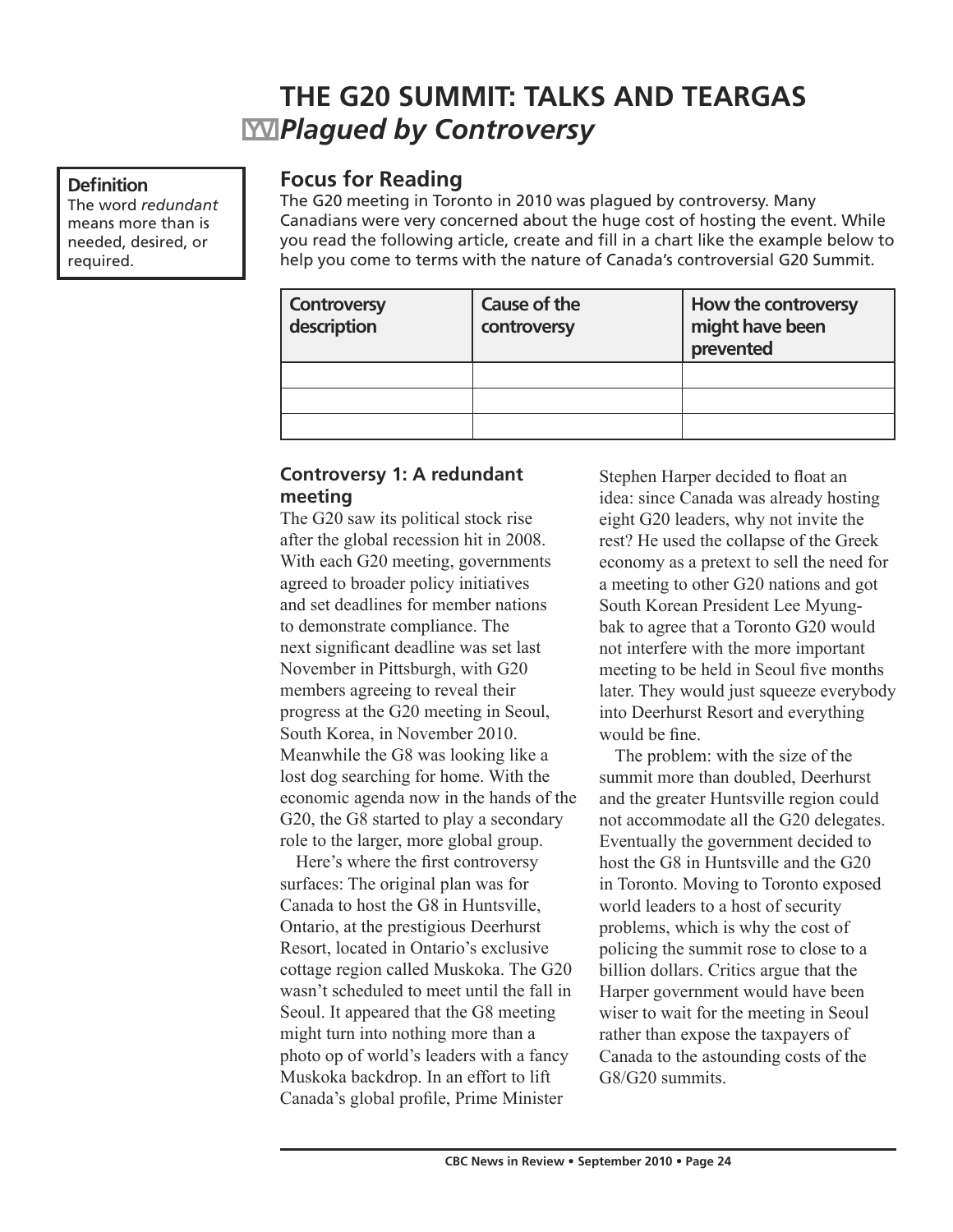# THE G20 SUMMIT: TALKS AND TEARGAS

## *Plagued by Controversy*

**Definition**
The word *redundant* means more than is needed, desired, or required.

### Focus for Reading

The G20 meeting in Toronto in 2010 was plagued by controversy. Many Canadians were very concerned about the huge cost of hosting the event. While you read the following article, create and fill in a chart like the example below to help you come to terms with the nature of Canada's controversial G20 Summit.

| Controversy description | Cause of the controversy | How the controversy might have been prevented |
|---|---|---|
| | | |
| | | |
| | | |

### Controversy 1: A redundant meeting

The G20 saw its political stock rise after the global recession hit in 2008. With each G20 meeting, governments agreed to broader policy initiatives and set deadlines for member nations to demonstrate compliance. The next significant deadline was set last November in Pittsburgh, with G20 members agreeing to reveal their progress at the G20 meeting in Seoul, South Korea, in November 2010. Meanwhile the G8 was looking like a lost dog searching for home. With the economic agenda now in the hands of the G20, the G8 started to play a secondary role to the larger, more global group.

Here's where the first controversy surfaces: The original plan was for Canada to host the G8 in Huntsville, Ontario, at the prestigious Deerhurst Resort, located in Ontario's exclusive cottage region called Muskoka. The G20 wasn't scheduled to meet until the fall in Seoul. It appeared that the G8 meeting might turn into nothing more than a photo op of world's leaders with a fancy Muskoka backdrop. In an effort to lift Canada's global profile, Prime Minister Stephen Harper decided to float an idea: since Canada was already hosting eight G20 leaders, why not invite the rest? He used the collapse of the Greek economy as a pretext to sell the need for a meeting to other G20 nations and got South Korean President Lee Myung-bak to agree that a Toronto G20 would not interfere with the more important meeting to be held in Seoul five months later. They would just squeeze everybody into Deerhurst Resort and everything would be fine.

The problem: with the size of the summit more than doubled, Deerhurst and the greater Huntsville region could not accommodate all the G20 delegates. Eventually the government decided to host the G8 in Huntsville and the G20 in Toronto. Moving to Toronto exposed world leaders to a host of security problems, which is why the cost of policing the summit rose to close to a billion dollars. Critics argue that the Harper government would have been wiser to wait for the meeting in Seoul rather than expose the taxpayers of Canada to the astounding costs of the G8/G20 summits.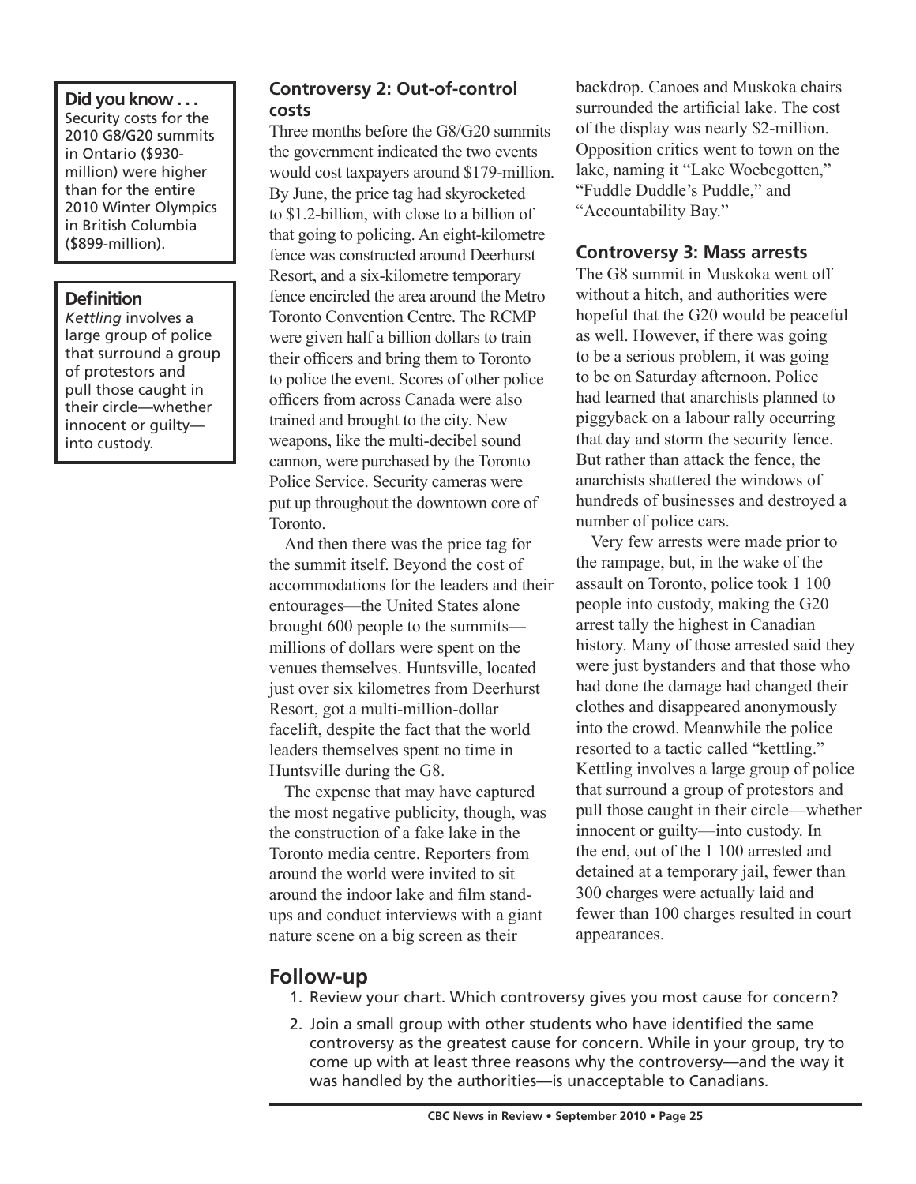**Did you know . . .**
Security costs for the 2010 G8/G20 summits in Ontario ($930-million) were higher than for the entire 2010 Winter Olympics in British Columbia ($899-million).

**Definition**
*Kettling* involves a large group of police that surround a group of protestors and pull those caught in their circle—whether innocent or guilty—into custody.

### Controversy 2: Out-of-control costs

Three months before the G8/G20 summits the government indicated the two events would cost taxpayers around $179-million. By June, the price tag had skyrocketed to $1.2-billion, with close to a billion of that going to policing. An eight-kilometre fence was constructed around Deerhurst Resort, and a six-kilometre temporary fence encircled the area around the Metro Toronto Convention Centre. The RCMP were given half a billion dollars to train their officers and bring them to Toronto to police the event. Scores of other police officers from across Canada were also trained and brought to the city. New weapons, like the multi-decibel sound cannon, were purchased by the Toronto Police Service. Security cameras were put up throughout the downtown core of Toronto.

And then there was the price tag for the summit itself. Beyond the cost of accommodations for the leaders and their entourages—the United States alone brought 600 people to the summits—millions of dollars were spent on the venues themselves. Huntsville, located just over six kilometres from Deerhurst Resort, got a multi-million-dollar facelift, despite the fact that the world leaders themselves spent no time in Huntsville during the G8.

The expense that may have captured the most negative publicity, though, was the construction of a fake lake in the Toronto media centre. Reporters from around the world were invited to sit around the indoor lake and film stand-ups and conduct interviews with a giant nature scene on a big screen as their backdrop. Canoes and Muskoka chairs surrounded the artificial lake. The cost of the display was nearly $2-million. Opposition critics went to town on the lake, naming it "Lake Woebegotten," "Fuddle Duddle's Puddle," and "Accountability Bay."

### Controversy 3: Mass arrests

The G8 summit in Muskoka went off without a hitch, and authorities were hopeful that the G20 would be peaceful as well. However, if there was going to be a serious problem, it was going to be on Saturday afternoon. Police had learned that anarchists planned to piggyback on a labour rally occurring that day and storm the security fence. But rather than attack the fence, the anarchists shattered the windows of hundreds of businesses and destroyed a number of police cars.

Very few arrests were made prior to the rampage, but, in the wake of the assault on Toronto, police took 1 100 people into custody, making the G20 arrest tally the highest in Canadian history. Many of those arrested said they were just bystanders and that those who had done the damage had changed their clothes and disappeared anonymously into the crowd. Meanwhile the police resorted to a tactic called "kettling." Kettling involves a large group of police that surround a group of protestors and pull those caught in their circle—whether innocent or guilty—into custody. In the end, out of the 1 100 arrested and detained at a temporary jail, fewer than 300 charges were actually laid and fewer than 100 charges resulted in court appearances.

## Follow-up

1. Review your chart. Which controversy gives you most cause for concern?
2. Join a small group with other students who have identified the same controversy as the greatest cause for concern. While in your group, try to come up with at least three reasons why the controversy—and the way it was handled by the authorities—is unacceptable to Canadians.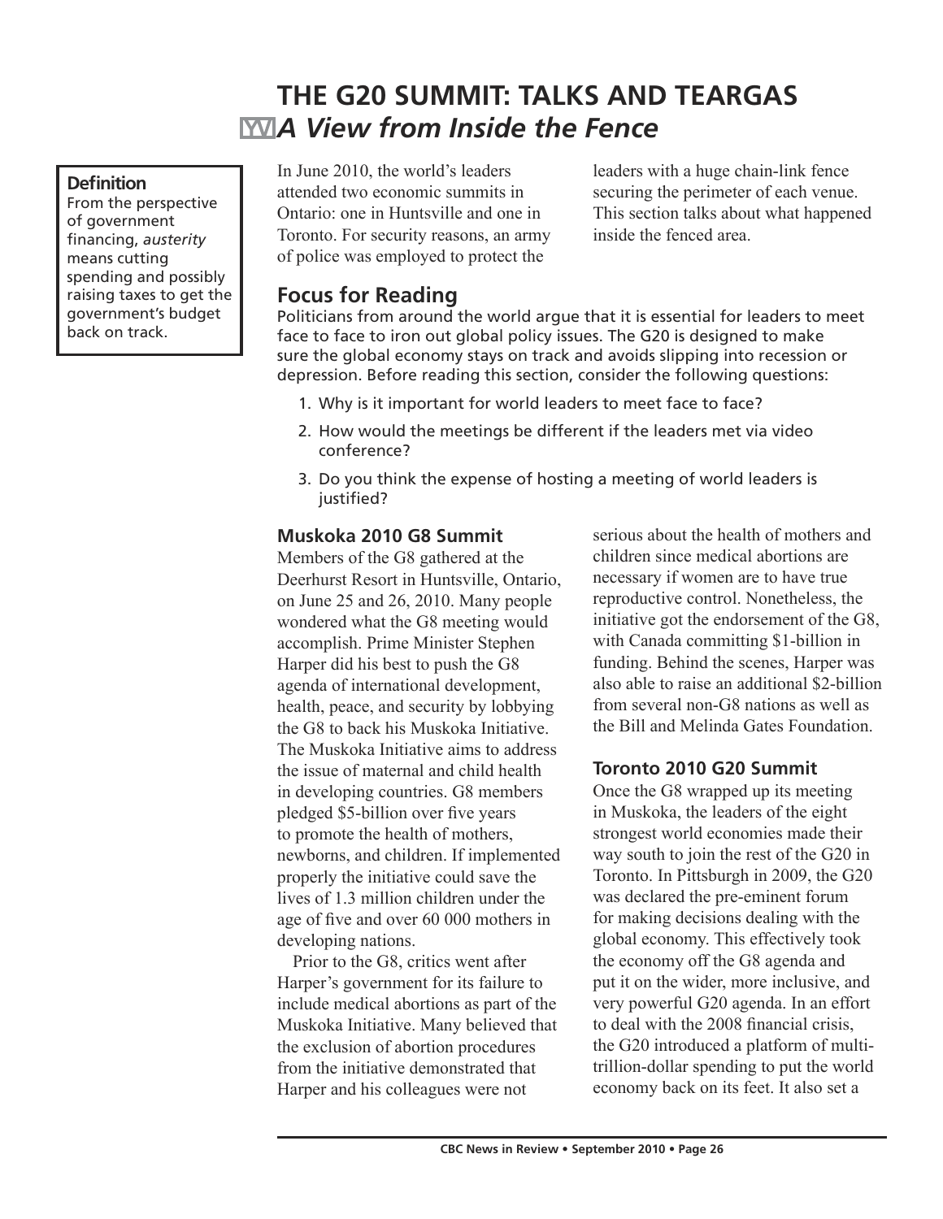# THE G20 SUMMIT: TALKS AND TEARGAS

## *A View from Inside the Fence*

**Definition**

From the perspective of government financing, *austerity* means cutting spending and possibly raising taxes to get the government's budget back on track.

In June 2010, the world's leaders attended two economic summits in Ontario: one in Huntsville and one in Toronto. For security reasons, an army of police was employed to protect the leaders with a huge chain-link fence securing the perimeter of each venue. This section talks about what happened inside the fenced area.

## Focus for Reading

Politicians from around the world argue that it is essential for leaders to meet face to face to iron out global policy issues. The G20 is designed to make sure the global economy stays on track and avoids slipping into recession or depression. Before reading this section, consider the following questions:

1. Why is it important for world leaders to meet face to face?
2. How would the meetings be different if the leaders met via video conference?
3. Do you think the expense of hosting a meeting of world leaders is justified?

### Muskoka 2010 G8 Summit

Members of the G8 gathered at the Deerhurst Resort in Huntsville, Ontario, on June 25 and 26, 2010. Many people wondered what the G8 meeting would accomplish. Prime Minister Stephen Harper did his best to push the G8 agenda of international development, health, peace, and security by lobbying the G8 to back his Muskoka Initiative. The Muskoka Initiative aims to address the issue of maternal and child health in developing countries. G8 members pledged $5-billion over five years to promote the health of mothers, newborns, and children. If implemented properly the initiative could save the lives of 1.3 million children under the age of five and over 60 000 mothers in developing nations.

Prior to the G8, critics went after Harper's government for its failure to include medical abortions as part of the Muskoka Initiative. Many believed that the exclusion of abortion procedures from the initiative demonstrated that Harper and his colleagues were not serious about the health of mothers and children since medical abortions are necessary if women are to have true reproductive control. Nonetheless, the initiative got the endorsement of the G8, with Canada committing $1-billion in funding. Behind the scenes, Harper was also able to raise an additional $2-billion from several non-G8 nations as well as the Bill and Melinda Gates Foundation.

### Toronto 2010 G20 Summit

Once the G8 wrapped up its meeting in Muskoka, the leaders of the eight strongest world economies made their way south to join the rest of the G20 in Toronto. In Pittsburgh in 2009, the G20 was declared the pre-eminent forum for making decisions dealing with the global economy. This effectively took the economy off the G8 agenda and put it on the wider, more inclusive, and very powerful G20 agenda. In an effort to deal with the 2008 financial crisis, the G20 introduced a platform of multi-trillion-dollar spending to put the world economy back on its feet. It also set a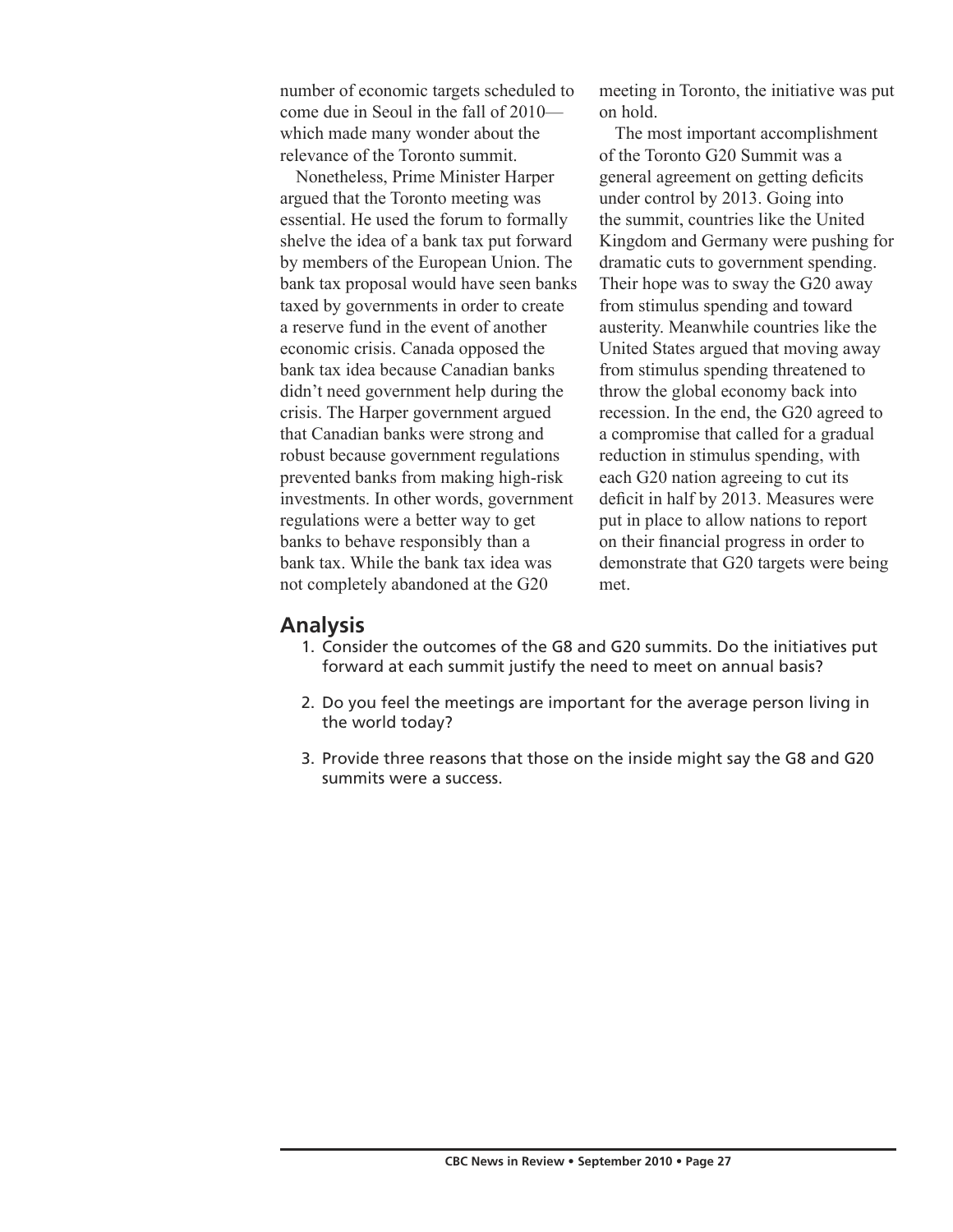number of economic targets scheduled to come due in Seoul in the fall of 2010—which made many wonder about the relevance of the Toronto summit.

Nonetheless, Prime Minister Harper argued that the Toronto meeting was essential. He used the forum to formally shelve the idea of a bank tax put forward by members of the European Union. The bank tax proposal would have seen banks taxed by governments in order to create a reserve fund in the event of another economic crisis. Canada opposed the bank tax idea because Canadian banks didn't need government help during the crisis. The Harper government argued that Canadian banks were strong and robust because government regulations prevented banks from making high-risk investments. In other words, government regulations were a better way to get banks to behave responsibly than a bank tax. While the bank tax idea was not completely abandoned at the G20 meeting in Toronto, the initiative was put on hold.

The most important accomplishment of the Toronto G20 Summit was a general agreement on getting deficits under control by 2013. Going into the summit, countries like the United Kingdom and Germany were pushing for dramatic cuts to government spending. Their hope was to sway the G20 away from stimulus spending and toward austerity. Meanwhile countries like the United States argued that moving away from stimulus spending threatened to throw the global economy back into recession. In the end, the G20 agreed to a compromise that called for a gradual reduction in stimulus spending, with each G20 nation agreeing to cut its deficit in half by 2013. Measures were put in place to allow nations to report on their financial progress in order to demonstrate that G20 targets were being met.

## Analysis

1. Consider the outcomes of the G8 and G20 summits. Do the initiatives put forward at each summit justify the need to meet on annual basis?
2. Do you feel the meetings are important for the average person living in the world today?
3. Provide three reasons that those on the inside might say the G8 and G20 summits were a success.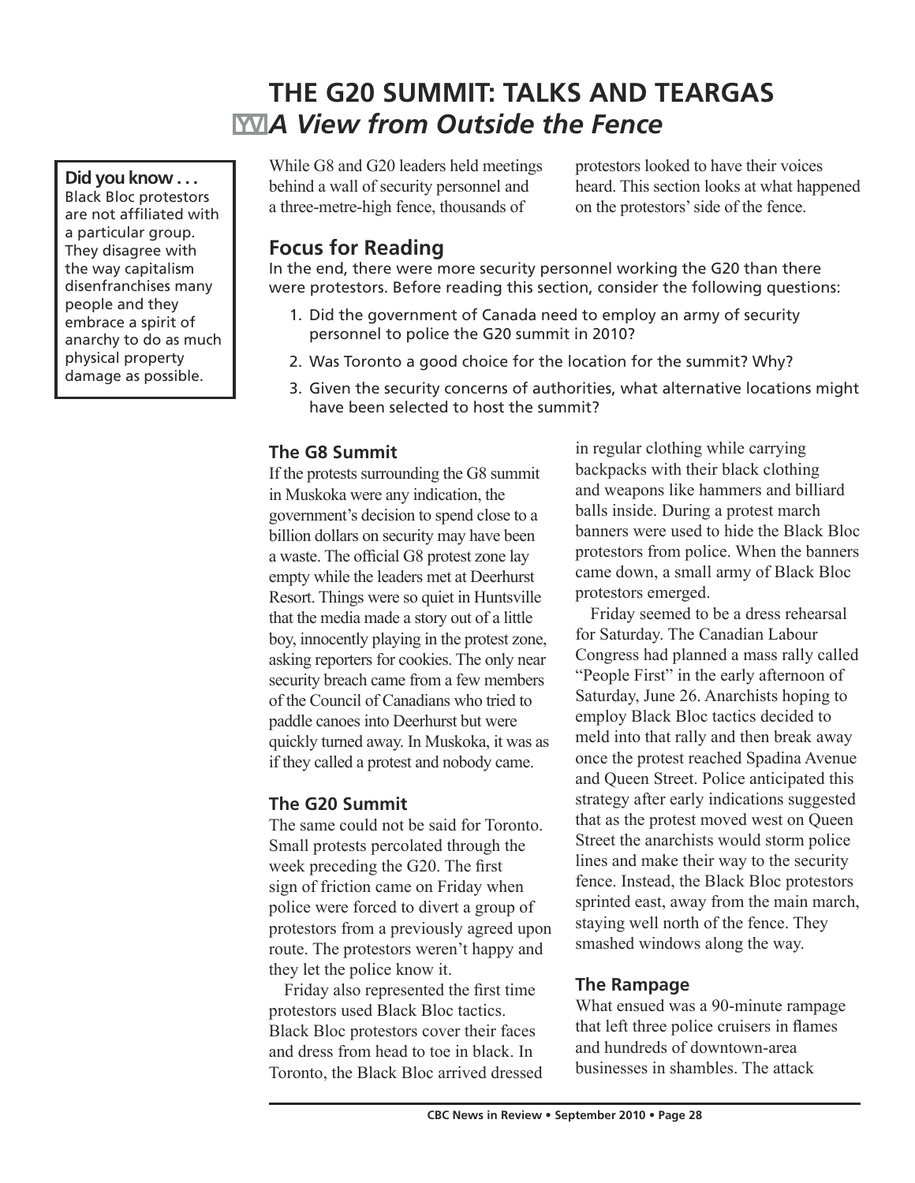# THE G20 SUMMIT: TALKS AND TEARGAS

## *A View from Outside the Fence*

**Did you know . . .**
Black Bloc protestors are not affiliated with a particular group. They disagree with the way capitalism disenfranchises many people and they embrace a spirit of anarchy to do as much physical property damage as possible.

While G8 and G20 leaders held meetings behind a wall of security personnel and a three-metre-high fence, thousands of protestors looked to have their voices heard. This section looks at what happened on the protestors' side of the fence.

## Focus for Reading

In the end, there were more security personnel working the G20 than there were protestors. Before reading this section, consider the following questions:

1. Did the government of Canada need to employ an army of security personnel to police the G20 summit in 2010?
2. Was Toronto a good choice for the location for the summit? Why?
3. Given the security concerns of authorities, what alternative locations might have been selected to host the summit?

### The G8 Summit

If the protests surrounding the G8 summit in Muskoka were any indication, the government's decision to spend close to a billion dollars on security may have been a waste. The official G8 protest zone lay empty while the leaders met at Deerhurst Resort. Things were so quiet in Huntsville that the media made a story out of a little boy, innocently playing in the protest zone, asking reporters for cookies. The only near security breach came from a few members of the Council of Canadians who tried to paddle canoes into Deerhurst but were quickly turned away. In Muskoka, it was as if they called a protest and nobody came.

### The G20 Summit

The same could not be said for Toronto. Small protests percolated through the week preceding the G20. The first sign of friction came on Friday when police were forced to divert a group of protestors from a previously agreed upon route. The protestors weren't happy and they let the police know it.

Friday also represented the first time protestors used Black Bloc tactics. Black Bloc protestors cover their faces and dress from head to toe in black. In Toronto, the Black Bloc arrived dressed in regular clothing while carrying backpacks with their black clothing and weapons like hammers and billiard balls inside. During a protest march banners were used to hide the Black Bloc protestors from police. When the banners came down, a small army of Black Bloc protestors emerged.

Friday seemed to be a dress rehearsal for Saturday. The Canadian Labour Congress had planned a mass rally called "People First" in the early afternoon of Saturday, June 26. Anarchists hoping to employ Black Bloc tactics decided to meld into that rally and then break away once the protest reached Spadina Avenue and Queen Street. Police anticipated this strategy after early indications suggested that as the protest moved west on Queen Street the anarchists would storm police lines and make their way to the security fence. Instead, the Black Bloc protestors sprinted east, away from the main march, staying well north of the fence. They smashed windows along the way.

### The Rampage

What ensued was a 90-minute rampage that left three police cruisers in flames and hundreds of downtown-area businesses in shambles. The attack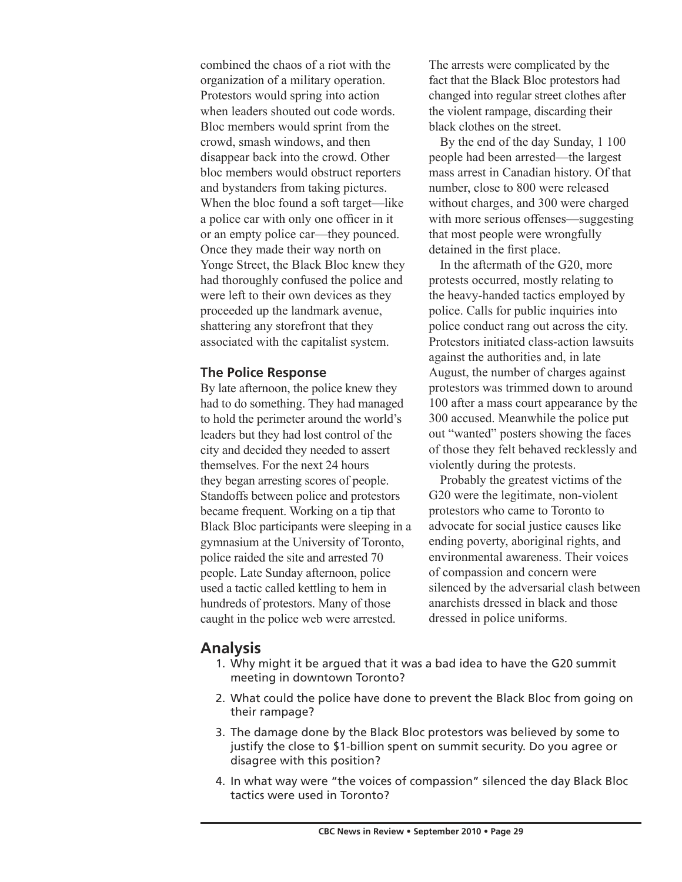combined the chaos of a riot with the organization of a military operation. Protestors would spring into action when leaders shouted out code words. Bloc members would sprint from the crowd, smash windows, and then disappear back into the crowd. Other bloc members would obstruct reporters and bystanders from taking pictures. When the bloc found a soft target—like a police car with only one officer in it or an empty police car—they pounced. Once they made their way north on Yonge Street, the Black Bloc knew they had thoroughly confused the police and were left to their own devices as they proceeded up the landmark avenue, shattering any storefront that they associated with the capitalist system.

### The Police Response

By late afternoon, the police knew they had to do something. They had managed to hold the perimeter around the world's leaders but they had lost control of the city and decided they needed to assert themselves. For the next 24 hours they began arresting scores of people. Standoffs between police and protestors became frequent. Working on a tip that Black Bloc participants were sleeping in a gymnasium at the University of Toronto, police raided the site and arrested 70 people. Late Sunday afternoon, police used a tactic called kettling to hem in hundreds of protestors. Many of those caught in the police web were arrested. The arrests were complicated by the fact that the Black Bloc protestors had changed into regular street clothes after the violent rampage, discarding their black clothes on the street.

By the end of the day Sunday, 1 100 people had been arrested—the largest mass arrest in Canadian history. Of that number, close to 800 were released without charges, and 300 were charged with more serious offenses—suggesting that most people were wrongfully detained in the first place.

In the aftermath of the G20, more protests occurred, mostly relating to the heavy-handed tactics employed by police. Calls for public inquiries into police conduct rang out across the city. Protestors initiated class-action lawsuits against the authorities and, in late August, the number of charges against protestors was trimmed down to around 100 after a mass court appearance by the 300 accused. Meanwhile the police put out "wanted" posters showing the faces of those they felt behaved recklessly and violently during the protests.

Probably the greatest victims of the G20 were the legitimate, non-violent protestors who came to Toronto to advocate for social justice causes like ending poverty, aboriginal rights, and environmental awareness. Their voices of compassion and concern were silenced by the adversarial clash between anarchists dressed in black and those dressed in police uniforms.

## Analysis

1. Why might it be argued that it was a bad idea to have the G20 summit meeting in downtown Toronto?
2. What could the police have done to prevent the Black Bloc from going on their rampage?
3. The damage done by the Black Bloc protestors was believed by some to justify the close to $1-billion spent on summit security. Do you agree or disagree with this position?
4. In what way were "the voices of compassion" silenced the day Black Bloc tactics were used in Toronto?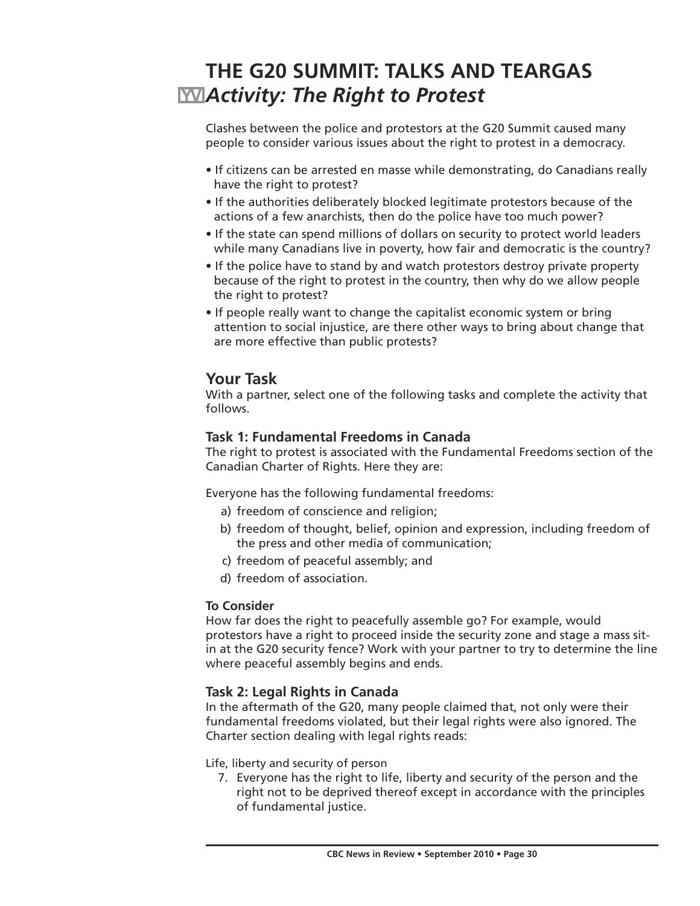# THE G20 SUMMIT: TALKS AND TEARGAS

## *Activity: The Right to Protest*

Clashes between the police and protestors at the G20 Summit caused many people to consider various issues about the right to protest in a democracy.

- If citizens can be arrested en masse while demonstrating, do Canadians really have the right to protest?
- If the authorities deliberately blocked legitimate protestors because of the actions of a few anarchists, then do the police have too much power?
- If the state can spend millions of dollars on security to protect world leaders while many Canadians live in poverty, how fair and democratic is the country?
- If the police have to stand by and watch protestors destroy private property because of the right to protest in the country, then why do we allow people the right to protest?
- If people really want to change the capitalist economic system or bring attention to social injustice, are there other ways to bring about change that are more effective than public protests?

## Your Task

With a partner, select one of the following tasks and complete the activity that follows.

### Task 1: Fundamental Freedoms in Canada

The right to protest is associated with the Fundamental Freedoms section of the Canadian Charter of Rights. Here they are:

Everyone has the following fundamental freedoms:

a) freedom of conscience and religion;
b) freedom of thought, belief, opinion and expression, including freedom of the press and other media of communication;
c) freedom of peaceful assembly; and
d) freedom of association.

**To Consider**

How far does the right to peacefully assemble go? For example, would protestors have a right to proceed inside the security zone and stage a mass sit-in at the G20 security fence? Work with your partner to try to determine the line where peaceful assembly begins and ends.

### Task 2: Legal Rights in Canada

In the aftermath of the G20, many people claimed that, not only were their fundamental freedoms violated, but their legal rights were also ignored. The Charter section dealing with legal rights reads:

Life, liberty and security of person

7. Everyone has the right to life, liberty and security of the person and the right not to be deprived thereof except in accordance with the principles of fundamental justice.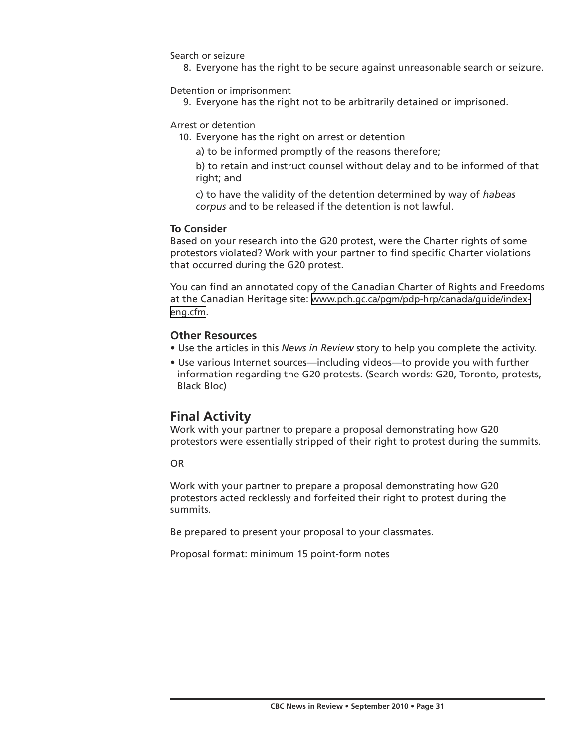Search or seizure

8. Everyone has the right to be secure against unreasonable search or seizure.

Detention or imprisonment

9. Everyone has the right not to be arbitrarily detained or imprisoned.

Arrest or detention

10. Everyone has the right on arrest or detention

    a) to be informed promptly of the reasons therefore;

    b) to retain and instruct counsel without delay and to be informed of that right; and

    c) to have the validity of the detention determined by way of *habeas corpus* and to be released if the detention is not lawful.

**To Consider**

Based on your research into the G20 protest, were the Charter rights of some protestors violated? Work with your partner to find specific Charter violations that occurred during the G20 protest.

You can find an annotated copy of the Canadian Charter of Rights and Freedoms at the Canadian Heritage site: www.pch.gc.ca/pgm/pdp-hrp/canada/guide/index-eng.cfm.

### Other Resources

- Use the articles in this *News in Review* story to help you complete the activity.
- Use various Internet sources—including videos—to provide you with further information regarding the G20 protests. (Search words: G20, Toronto, protests, Black Bloc)

## Final Activity

Work with your partner to prepare a proposal demonstrating how G20 protestors were essentially stripped of their right to protest during the summits.

OR

Work with your partner to prepare a proposal demonstrating how G20 protestors acted recklessly and forfeited their right to protest during the summits.

Be prepared to present your proposal to your classmates.

Proposal format: minimum 15 point-form notes